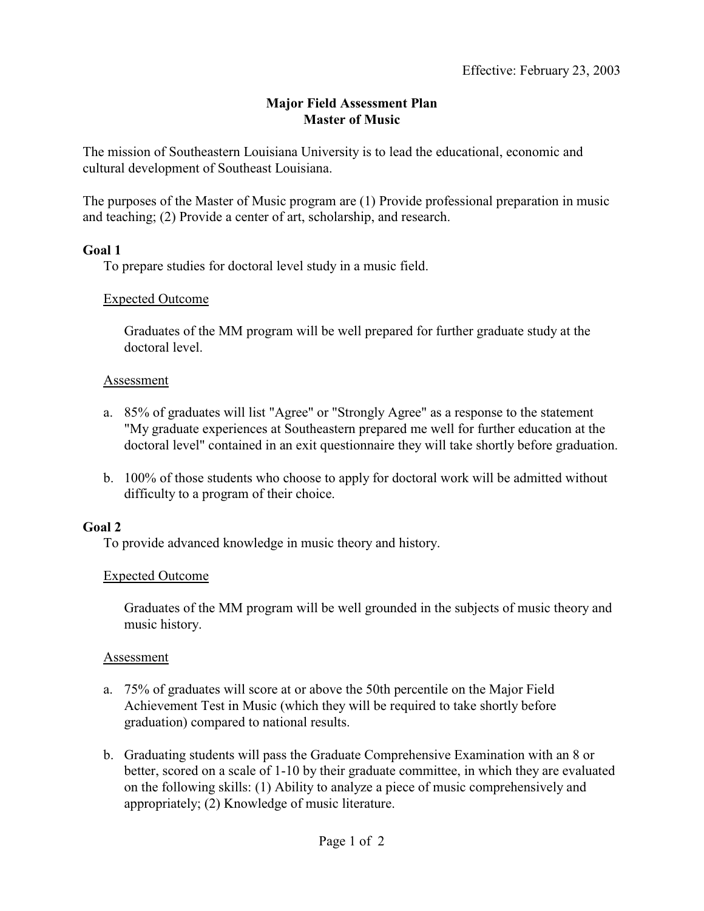Effective: February 23, 2003

# Major Field Assessment Plan
# Master of Music

The mission of Southeastern Louisiana University is to lead the educational, economic and cultural development of Southeast Louisiana.

The purposes of the Master of Music program are (1) Provide professional preparation in music and teaching; (2) Provide a center of art, scholarship, and research.

**Goal 1**

To prepare studies for doctoral level study in a music field.

<u>Expected Outcome</u>

Graduates of the MM program will be well prepared for further graduate study at the doctoral level.

<u>Assessment</u>

a. 85% of graduates will list "Agree" or "Strongly Agree" as a response to the statement "My graduate experiences at Southeastern prepared me well for further education at the doctoral level" contained in an exit questionnaire they will take shortly before graduation.

b. 100% of those students who choose to apply for doctoral work will be admitted without difficulty to a program of their choice.

**Goal 2**

To provide advanced knowledge in music theory and history.

<u>Expected Outcome</u>

Graduates of the MM program will be well grounded in the subjects of music theory and music history.

<u>Assessment</u>

a. 75% of graduates will score at or above the 50th percentile on the Major Field Achievement Test in Music (which they will be required to take shortly before graduation) compared to national results.

b. Graduating students will pass the Graduate Comprehensive Examination with an 8 or better, scored on a scale of 1-10 by their graduate committee, in which they are evaluated on the following skills: (1) Ability to analyze a piece of music comprehensively and appropriately; (2) Knowledge of music literature.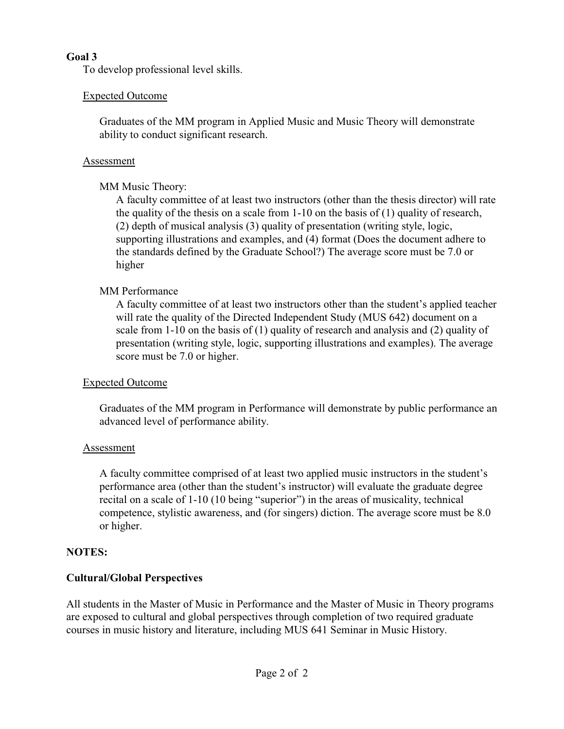**Goal 3**

To develop professional level skills.

Expected Outcome

Graduates of the MM program in Applied Music and Music Theory will demonstrate ability to conduct significant research.

Assessment

MM Music Theory:

A faculty committee of at least two instructors (other than the thesis director) will rate the quality of the thesis on a scale from 1-10 on the basis of (1) quality of research, (2) depth of musical analysis (3) quality of presentation (writing style, logic, supporting illustrations and examples, and (4) format (Does the document adhere to the standards defined by the Graduate School?) The average score must be 7.0 or higher

MM Performance

A faculty committee of at least two instructors other than the student's applied teacher will rate the quality of the Directed Independent Study (MUS 642) document on a scale from 1-10 on the basis of (1) quality of research and analysis and (2) quality of presentation (writing style, logic, supporting illustrations and examples). The average score must be 7.0 or higher.

Expected Outcome

Graduates of the MM program in Performance will demonstrate by public performance an advanced level of performance ability.

Assessment

A faculty committee comprised of at least two applied music instructors in the student's performance area (other than the student's instructor) will evaluate the graduate degree recital on a scale of 1-10 (10 being "superior") in the areas of musicality, technical competence, stylistic awareness, and (for singers) diction. The average score must be 8.0 or higher.

**NOTES:**

**Cultural/Global Perspectives**

All students in the Master of Music in Performance and the Master of Music in Theory programs are exposed to cultural and global perspectives through completion of two required graduate courses in music history and literature, including MUS 641 Seminar in Music History.